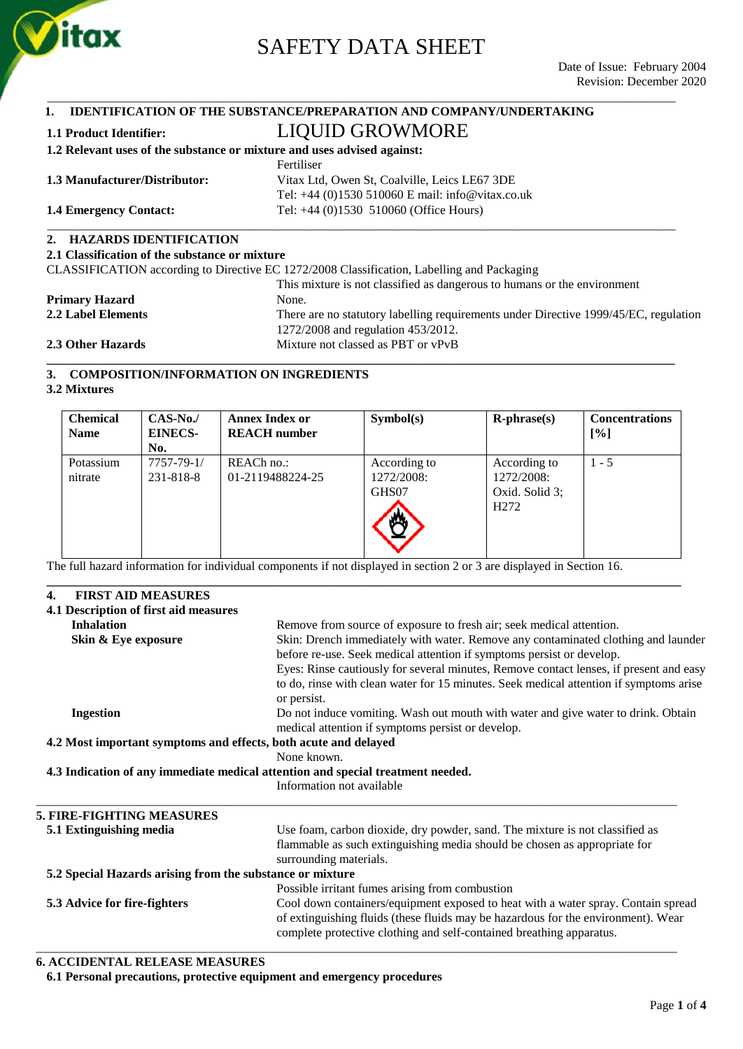# SAFETY DATA SHEET

Date of Issue: February 2004
Revision: December 2020

## 1. IDENTIFICATION OF THE SUBSTANCE/PREPARATION AND COMPANY/UNDERTAKING

**1.1 Product Identifier:** LIQUID GROWMORE

**1.2 Relevant uses of the substance or mixture and uses advised against:**
Fertiliser

**1.3 Manufacturer/Distributor:** Vitax Ltd, Owen St, Coalville, Leics LE67 3DE
Tel: +44 (0)1530 510060 E mail: info@vitax.co.uk

**1.4 Emergency Contact:** Tel: +44 (0)1530 510060 (Office Hours)

## 2. HAZARDS IDENTIFICATION

**2.1 Classification of the substance or mixture**

CLASSIFICATION according to Directive EC 1272/2008 Classification, Labelling and Packaging

This mixture is not classified as dangerous to humans or the environment

**Primary Hazard** None.

**2.2 Label Elements** There are no statutory labelling requirements under Directive 1999/45/EC, regulation 1272/2008 and regulation 453/2012.

**2.3 Other Hazards** Mixture not classed as PBT or vPvB

## 3. COMPOSITION/INFORMATION ON INGREDIENTS

**3.2 Mixtures**

| Chemical Name | CAS-No./ EINECS-No. | Annex Index or REACH number | Symbol(s) | R-phrase(s) | Concentrations [%] |
|---|---|---|---|---|---|
| Potassium nitrate | 7757-79-1/ 231-818-8 | REACh no.: 01-2119488224-25 | According to 1272/2008: GHS07 | According to 1272/2008: Oxid. Solid 3; H272 | 1 - 5 |

The full hazard information for individual components if not displayed in section 2 or 3 are displayed in Section 16.

## 4. FIRST AID MEASURES

**4.1 Description of first aid measures**

**Inhalation** Remove from source of exposure to fresh air; seek medical attention.

**Skin & Eye exposure** Skin: Drench immediately with water. Remove any contaminated clothing and launder before re-use. Seek medical attention if symptoms persist or develop.
Eyes: Rinse cautiously for several minutes, Remove contact lenses, if present and easy to do, rinse with clean water for 15 minutes. Seek medical attention if symptoms arise or persist.

**Ingestion** Do not induce vomiting. Wash out mouth with water and give water to drink. Obtain medical attention if symptoms persist or develop.

**4.2 Most important symptoms and effects, both acute and delayed**

None known.

**4.3 Indication of any immediate medical attention and special treatment needed.**

Information not available

## 5. FIRE-FIGHTING MEASURES

**5.1 Extinguishing media** Use foam, carbon dioxide, dry powder, sand. The mixture is not classified as flammable as such extinguishing media should be chosen as appropriate for surrounding materials.

**5.2 Special Hazards arising from the substance or mixture**

Possible irritant fumes arising from combustion

**5.3 Advice for fire-fighters** Cool down containers/equipment exposed to heat with a water spray. Contain spread of extinguishing fluids (these fluids may be hazardous for the environment). Wear complete protective clothing and self-contained breathing apparatus.

## 6. ACCIDENTAL RELEASE MEASURES

**6.1 Personal precautions, protective equipment and emergency procedures**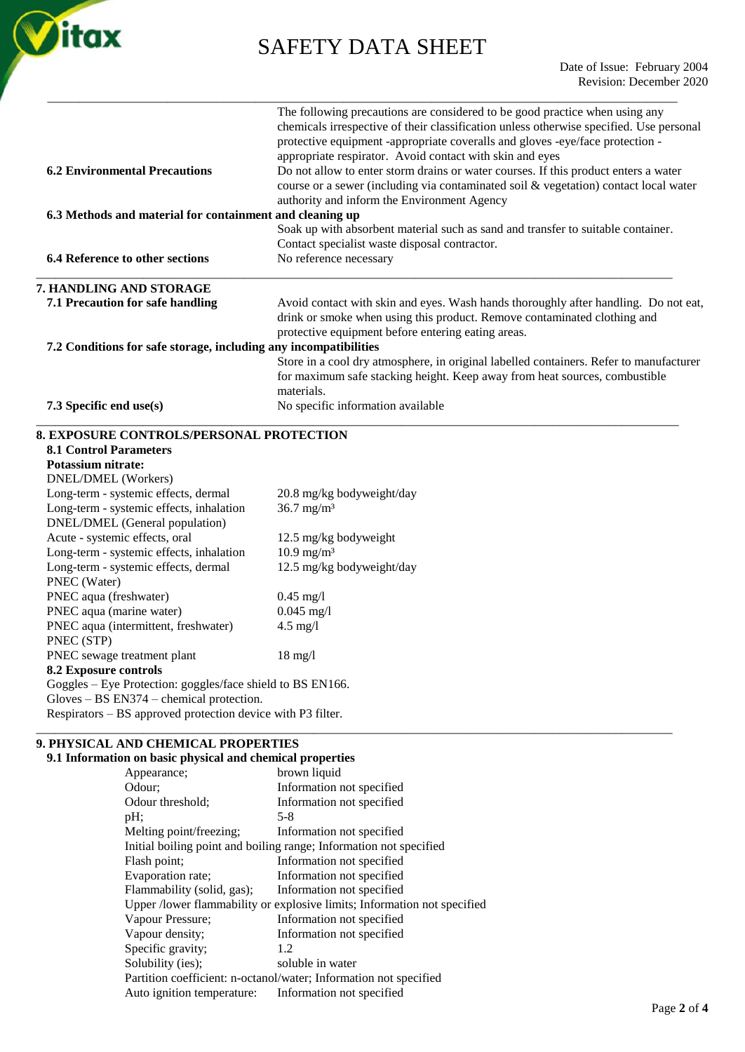The following precautions are considered to be good practice when using any chemicals irrespective of their classification unless otherwise specified. Use personal protective equipment -appropriate coveralls and gloves -eye/face protection - appropriate respirator. Avoid contact with skin and eyes

**6.2 Environmental Precautions**
Do not allow to enter storm drains or water courses. If this product enters a water course or a sewer (including via contaminated soil & vegetation) contact local water authority and inform the Environment Agency

**6.3 Methods and material for containment and cleaning up**
Soak up with absorbent material such as sand and transfer to suitable container. Contact specialist waste disposal contractor.

**6.4 Reference to other sections**
No reference necessary

## 7. HANDLING AND STORAGE

**7.1 Precaution for safe handling**
Avoid contact with skin and eyes. Wash hands thoroughly after handling. Do not eat, drink or smoke when using this product. Remove contaminated clothing and protective equipment before entering eating areas.

**7.2 Conditions for safe storage, including any incompatibilities**
Store in a cool dry atmosphere, in original labelled containers. Refer to manufacturer for maximum safe stacking height. Keep away from heat sources, combustible materials.

**7.3 Specific end use(s)**
No specific information available

## 8. EXPOSURE CONTROLS/PERSONAL PROTECTION

**8.1 Control Parameters**

**Potassium nitrate:**

| | |
|---|---|
| DNEL/DMEL (Workers) | |
| Long-term - systemic effects, dermal | 20.8 mg/kg bodyweight/day |
| Long-term - systemic effects, inhalation | 36.7 mg/m³ |
| DNEL/DMEL (General population) | |
| Acute - systemic effects, oral | 12.5 mg/kg bodyweight |
| Long-term - systemic effects, inhalation | 10.9 mg/m³ |
| Long-term - systemic effects, dermal | 12.5 mg/kg bodyweight/day |
| PNEC (Water) | |
| PNEC aqua (freshwater) | 0.45 mg/l |
| PNEC aqua (marine water) | 0.045 mg/l |
| PNEC aqua (intermittent, freshwater) | 4.5 mg/l |
| PNEC (STP) | |
| PNEC sewage treatment plant | 18 mg/l |

**8.2 Exposure controls**

Goggles – Eye Protection: goggles/face shield to BS EN166.
Gloves – BS EN374 – chemical protection.
Respirators – BS approved protection device with P3 filter.

## 9. PHYSICAL AND CHEMICAL PROPERTIES

**9.1 Information on basic physical and chemical properties**

| | |
|---|---|
| Appearance; | brown liquid |
| Odour; | Information not specified |
| Odour threshold; | Information not specified |
| pH; | 5-8 |
| Melting point/freezing; | Information not specified |
| Initial boiling point and boiling range; | Information not specified |
| Flash point; | Information not specified |
| Evaporation rate; | Information not specified |
| Flammability (solid, gas); | Information not specified |
| Upper /lower flammability or explosive limits; | Information not specified |
| Vapour Pressure; | Information not specified |
| Vapour density; | Information not specified |
| Specific gravity; | 1.2 |
| Solubility (ies); | soluble in water |
| Partition coefficient: n-octanol/water; | Information not specified |
| Auto ignition temperature: | Information not specified |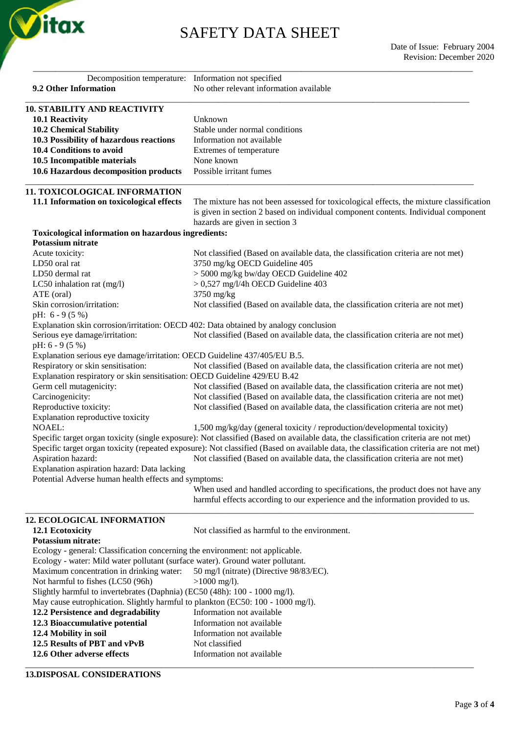| | |
|---|---|
| Decomposition temperature: | Information not specified |
| **9.2 Other Information** | No other relevant information available |

## 10. STABILITY AND REACTIVITY

| | |
|---|---|
| **10.1 Reactivity** | Unknown |
| **10.2 Chemical Stability** | Stable under normal conditions |
| **10.3 Possibility of hazardous reactions** | Information not available |
| **10.4 Conditions to avoid** | Extremes of temperature |
| **10.5 Incompatible materials** | None known |
| **10.6 Hazardous decomposition products** | Possible irritant fumes |

## 11. TOXICOLOGICAL INFORMATION

**11.1 Information on toxicological effects**: The mixture has not been assessed for toxicological effects, the mixture classification is given in section 2 based on individual component contents. Individual component hazards are given in section 3

**Toxicological information on hazardous ingredients:**

**Potassium nitrate**

| | |
|---|---|
| Acute toxicity: | Not classified (Based on available data, the classification criteria are not met) |
| LD50 oral rat | 3750 mg/kg OECD Guideline 405 |
| LD50 dermal rat | > 5000 mg/kg bw/day OECD Guideline 402 |
| LC50 inhalation rat (mg/l) | > 0,527 mg/l/4h OECD Guideline 403 |
| ATE (oral) | 3750 mg/kg |
| Skin corrosion/irritation: | Not classified (Based on available data, the classification criteria are not met) |

pH: 6 - 9 (5 %)

Explanation skin corrosion/irritation: OECD 402: Data obtained by analogy conclusion

Serious eye damage/irritation: Not classified (Based on available data, the classification criteria are not met)

pH: 6 - 9 (5 %)

Explanation serious eye damage/irritation: OECD Guideline 437/405/EU B.5.

Respiratory or skin sensitisation: Not classified (Based on available data, the classification criteria are not met)

Explanation respiratory or skin sensitisation: OECD Guideline 429/EU B.42

| | |
|---|---|
| Germ cell mutagenicity: | Not classified (Based on available data, the classification criteria are not met) |
| Carcinogenicity: | Not classified (Based on available data, the classification criteria are not met) |
| Reproductive toxicity: | Not classified (Based on available data, the classification criteria are not met) |

Explanation reproductive toxicity

NOAEL: 1,500 mg/kg/day (general toxicity / reproduction/developmental toxicity)

Specific target organ toxicity (single exposure): Not classified (Based on available data, the classification criteria are not met)

Specific target organ toxicity (repeated exposure): Not classified (Based on available data, the classification criteria are not met)

Aspiration hazard: Not classified (Based on available data, the classification criteria are not met)

Explanation aspiration hazard: Data lacking

Potential Adverse human health effects and symptoms:

When used and handled according to specifications, the product does not have any harmful effects according to our experience and the information provided to us.

## 12. ECOLOGICAL INFORMATION

**12.1 Ecotoxicity**: Not classified as harmful to the environment.

**Potassium nitrate:**

Ecology - general: Classification concerning the environment: not applicable.

Ecology - water: Mild water pollutant (surface water). Ground water pollutant.

Maximum concentration in drinking water: 50 mg/l (nitrate) (Directive 98/83/EC).

Not harmful to fishes (LC50 (96h) >1000 mg/l).

Slightly harmful to invertebrates (Daphnia) (EC50 (48h): 100 - 1000 mg/l).

May cause eutrophication. Slightly harmful to plankton (EC50: 100 - 1000 mg/l).

| | |
|---|---|
| **12.2 Persistence and degradability** | Information not available |
| **12.3 Bioaccumulative potential** | Information not available |
| **12.4 Mobility in soil** | Information not available |
| **12.5 Results of PBT and vPvB** | Not classified |
| **12.6 Other adverse effects** | Information not available |

## 13.DISPOSAL CONSIDERATIONS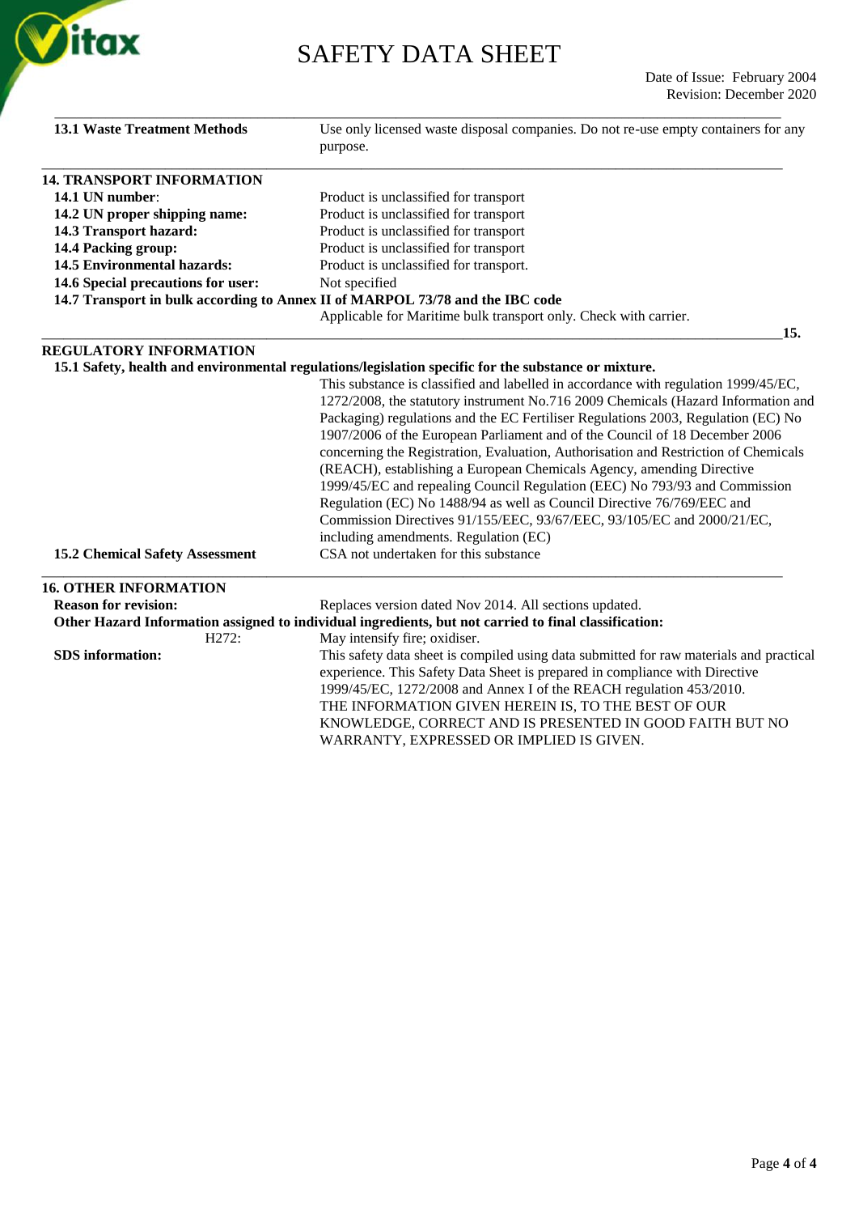**13.1 Waste Treatment Methods** — Use only licensed waste disposal companies. Do not re-use empty containers for any purpose.

## 14. TRANSPORT INFORMATION

| | |
|---|---|
| **14.1 UN number:** | Product is unclassified for transport |
| **14.2 UN proper shipping name:** | Product is unclassified for transport |
| **14.3 Transport hazard:** | Product is unclassified for transport |
| **14.4 Packing group:** | Product is unclassified for transport |
| **14.5 Environmental hazards:** | Product is unclassified for transport. |
| **14.6 Special precautions for user:** | Not specified |

**14.7 Transport in bulk according to Annex II of MARPOL 73/78 and the IBC code**

Applicable for Maritime bulk transport only. Check with carrier.

## 15. REGULATORY INFORMATION

**15.1 Safety, health and environmental regulations/legislation specific for the substance or mixture.**

This substance is classified and labelled in accordance with regulation 1999/45/EC, 1272/2008, the statutory instrument No.716 2009 Chemicals (Hazard Information and Packaging) regulations and the EC Fertiliser Regulations 2003, Regulation (EC) No 1907/2006 of the European Parliament and of the Council of 18 December 2006 concerning the Registration, Evaluation, Authorisation and Restriction of Chemicals (REACH), establishing a European Chemicals Agency, amending Directive 1999/45/EC and repealing Council Regulation (EEC) No 793/93 and Commission Regulation (EC) No 1488/94 as well as Council Directive 76/769/EEC and Commission Directives 91/155/EEC, 93/67/EEC, 93/105/EC and 2000/21/EC, including amendments. Regulation (EC)

**15.2 Chemical Safety Assessment** — CSA not undertaken for this substance

## 16. OTHER INFORMATION

**Reason for revision:** Replaces version dated Nov 2014. All sections updated.

**Other Hazard Information assigned to individual ingredients, but not carried to final classification:**

H272: May intensify fire; oxidiser.

**SDS information:** This safety data sheet is compiled using data submitted for raw materials and practical experience. This Safety Data Sheet is prepared in compliance with Directive 1999/45/EC, 1272/2008 and Annex I of the REACH regulation 453/2010. THE INFORMATION GIVEN HEREIN IS, TO THE BEST OF OUR KNOWLEDGE, CORRECT AND IS PRESENTED IN GOOD FAITH BUT NO WARRANTY, EXPRESSED OR IMPLIED IS GIVEN.